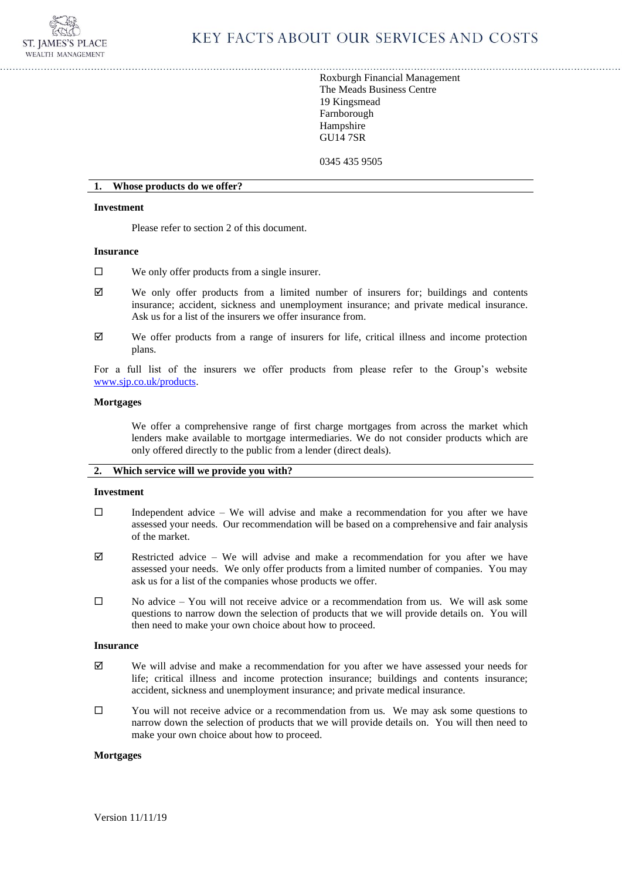# KEY FACTS ABOUT OUR SERVICES AND COSTS

Roxburgh Financial Management
The Meads Business Centre
19 Kingsmead
Farnborough
Hampshire
GU14 7SR

0345 435 9505

## 1. Whose products do we offer?

**Investment**

Please refer to section 2 of this document.

**Insurance**

☐ We only offer products from a single insurer.

☑ We only offer products from a limited number of insurers for; buildings and contents insurance; accident, sickness and unemployment insurance; and private medical insurance. Ask us for a list of the insurers we offer insurance from.

☑ We offer products from a range of insurers for life, critical illness and income protection plans.

For a full list of the insurers we offer products from please refer to the Group's website www.sjp.co.uk/products.

**Mortgages**

We offer a comprehensive range of first charge mortgages from across the market which lenders make available to mortgage intermediaries. We do not consider products which are only offered directly to the public from a lender (direct deals).

## 2. Which service will we provide you with?

**Investment**

☐ Independent advice – We will advise and make a recommendation for you after we have assessed your needs. Our recommendation will be based on a comprehensive and fair analysis of the market.

☑ Restricted advice – We will advise and make a recommendation for you after we have assessed your needs. We only offer products from a limited number of companies. You may ask us for a list of the companies whose products we offer.

☐ No advice – You will not receive advice or a recommendation from us. We will ask some questions to narrow down the selection of products that we will provide details on. You will then need to make your own choice about how to proceed.

**Insurance**

☑ We will advise and make a recommendation for you after we have assessed your needs for life; critical illness and income protection insurance; buildings and contents insurance; accident, sickness and unemployment insurance; and private medical insurance.

☐ You will not receive advice or a recommendation from us. We may ask some questions to narrow down the selection of products that we will provide details on. You will then need to make your own choice about how to proceed.

**Mortgages**

Version 11/11/19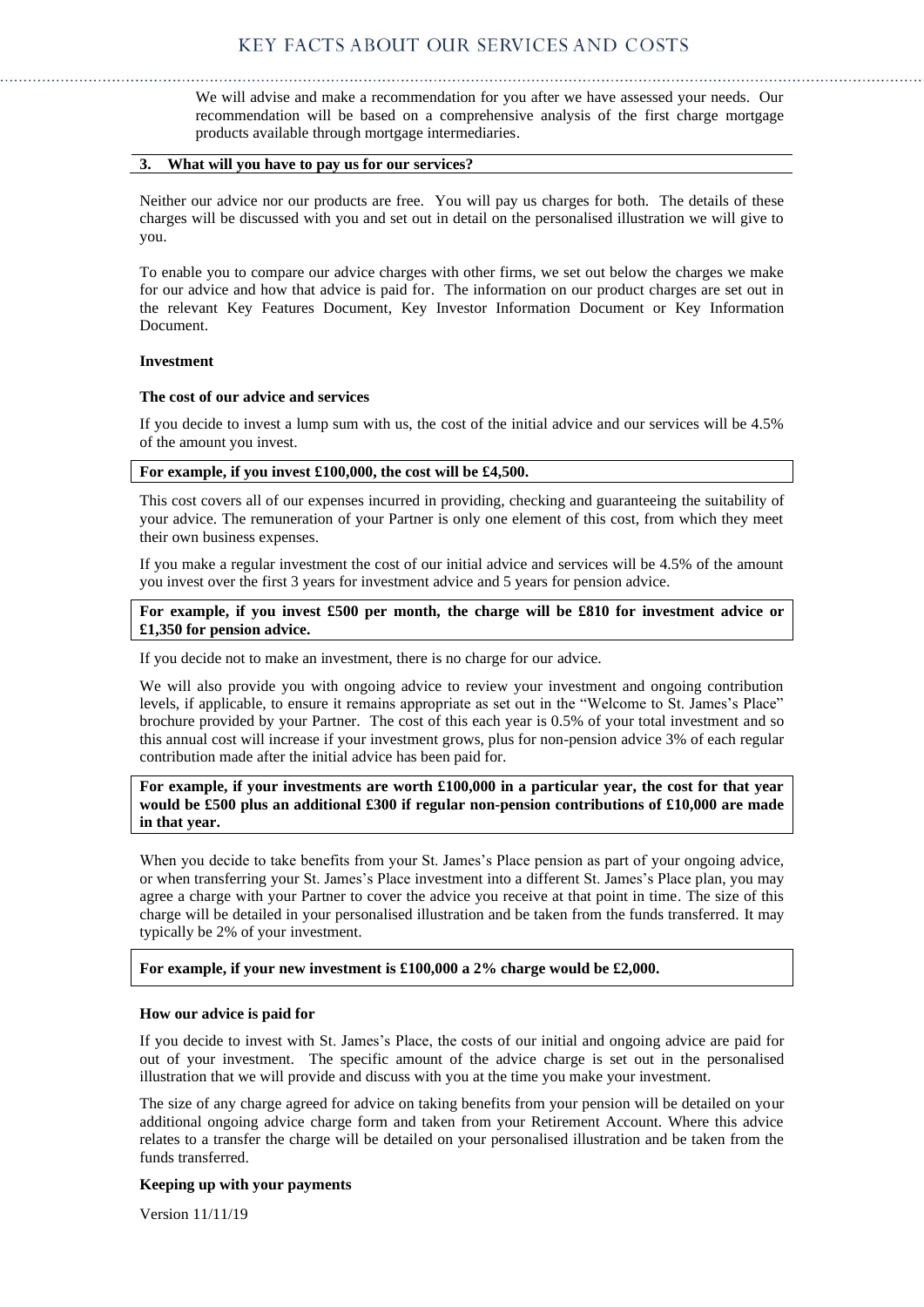We will advise and make a recommendation for you after we have assessed your needs. Our recommendation will be based on a comprehensive analysis of the first charge mortgage products available through mortgage intermediaries.

## 3. What will you have to pay us for our services?

Neither our advice nor our products are free. You will pay us charges for both. The details of these charges will be discussed with you and set out in detail on the personalised illustration we will give to you.

To enable you to compare our advice charges with other firms, we set out below the charges we make for our advice and how that advice is paid for. The information on our product charges are set out in the relevant Key Features Document, Key Investor Information Document or Key Information Document.

### Investment

#### The cost of our advice and services

If you decide to invest a lump sum with us, the cost of the initial advice and our services will be 4.5% of the amount you invest.

**For example, if you invest £100,000, the cost will be £4,500.**

This cost covers all of our expenses incurred in providing, checking and guaranteeing the suitability of your advice. The remuneration of your Partner is only one element of this cost, from which they meet their own business expenses.

If you make a regular investment the cost of our initial advice and services will be 4.5% of the amount you invest over the first 3 years for investment advice and 5 years for pension advice.

**For example, if you invest £500 per month, the charge will be £810 for investment advice or £1,350 for pension advice.**

If you decide not to make an investment, there is no charge for our advice.

We will also provide you with ongoing advice to review your investment and ongoing contribution levels, if applicable, to ensure it remains appropriate as set out in the "Welcome to St. James's Place" brochure provided by your Partner. The cost of this each year is 0.5% of your total investment and so this annual cost will increase if your investment grows, plus for non-pension advice 3% of each regular contribution made after the initial advice has been paid for.

**For example, if your investments are worth £100,000 in a particular year, the cost for that year would be £500 plus an additional £300 if regular non-pension contributions of £10,000 are made in that year.**

When you decide to take benefits from your St. James's Place pension as part of your ongoing advice, or when transferring your St. James's Place investment into a different St. James's Place plan, you may agree a charge with your Partner to cover the advice you receive at that point in time. The size of this charge will be detailed in your personalised illustration and be taken from the funds transferred. It may typically be 2% of your investment.

**For example, if your new investment is £100,000 a 2% charge would be £2,000.**

#### How our advice is paid for

If you decide to invest with St. James's Place, the costs of our initial and ongoing advice are paid for out of your investment. The specific amount of the advice charge is set out in the personalised illustration that we will provide and discuss with you at the time you make your investment.

The size of any charge agreed for advice on taking benefits from your pension will be detailed on your additional ongoing advice charge form and taken from your Retirement Account. Where this advice relates to a transfer the charge will be detailed on your personalised illustration and be taken from the funds transferred.

#### Keeping up with your payments

Version 11/11/19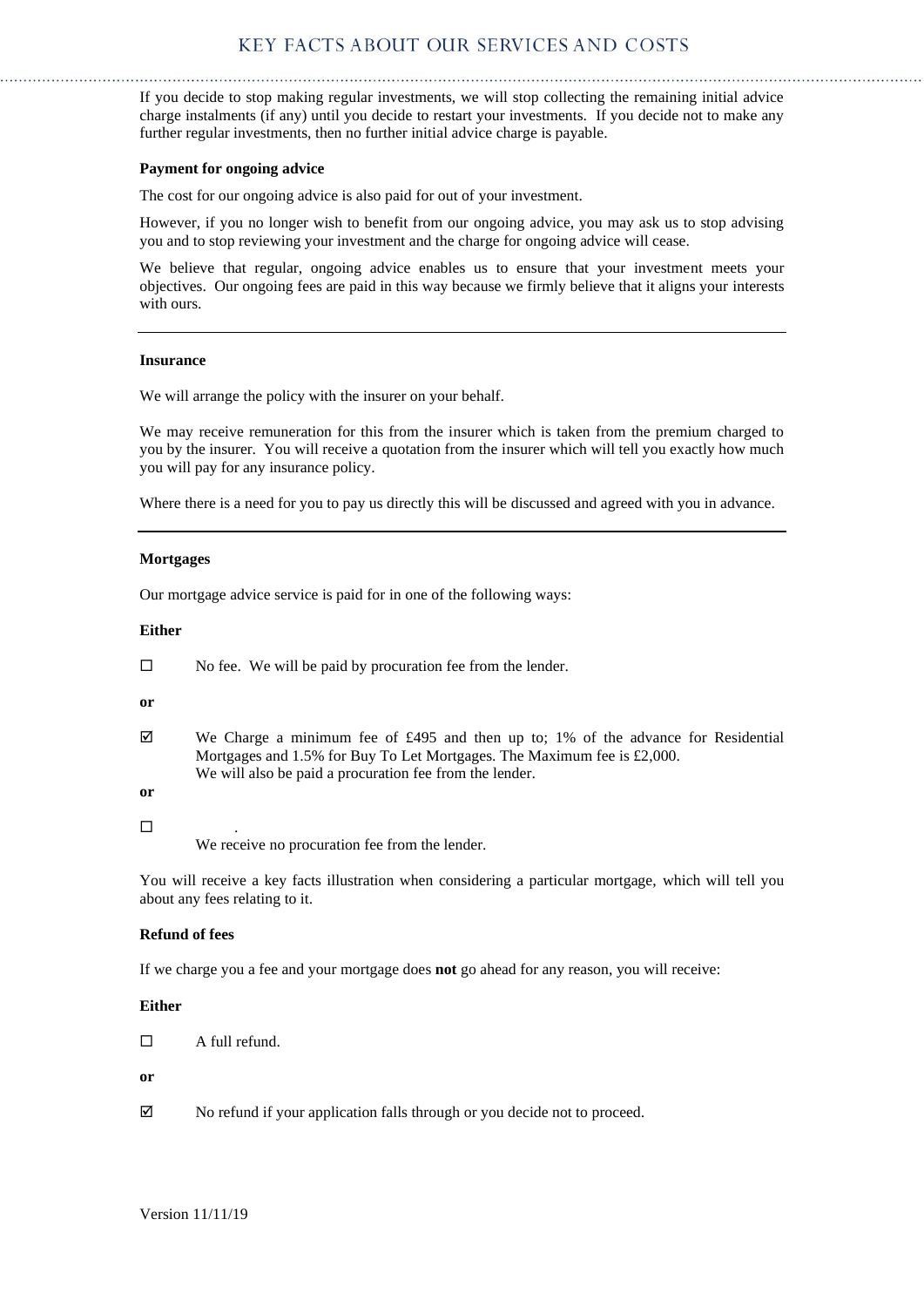If you decide to stop making regular investments, we will stop collecting the remaining initial advice charge instalments (if any) until you decide to restart your investments. If you decide not to make any further regular investments, then no further initial advice charge is payable.

**Payment for ongoing advice**

The cost for our ongoing advice is also paid for out of your investment.

However, if you no longer wish to benefit from our ongoing advice, you may ask us to stop advising you and to stop reviewing your investment and the charge for ongoing advice will cease.

We believe that regular, ongoing advice enables us to ensure that your investment meets your objectives. Our ongoing fees are paid in this way because we firmly believe that it aligns your interests with ours.

---

**Insurance**

We will arrange the policy with the insurer on your behalf.

We may receive remuneration for this from the insurer which is taken from the premium charged to you by the insurer. You will receive a quotation from the insurer which will tell you exactly how much you will pay for any insurance policy.

Where there is a need for you to pay us directly this will be discussed and agreed with you in advance.

---

**Mortgages**

Our mortgage advice service is paid for in one of the following ways:

**Either**

☐ No fee. We will be paid by procuration fee from the lender.

**or**

☑ We Charge a minimum fee of £495 and then up to; 1% of the advance for Residential Mortgages and 1.5% for Buy To Let Mortgages. The Maximum fee is £2,000.
We will also be paid a procuration fee from the lender.

**or**

☐ .
We receive no procuration fee from the lender.

You will receive a key facts illustration when considering a particular mortgage, which will tell you about any fees relating to it.

**Refund of fees**

If we charge you a fee and your mortgage does **not** go ahead for any reason, you will receive:

**Either**

☐ A full refund.

**or**

☑ No refund if your application falls through or you decide not to proceed.

Version 11/11/19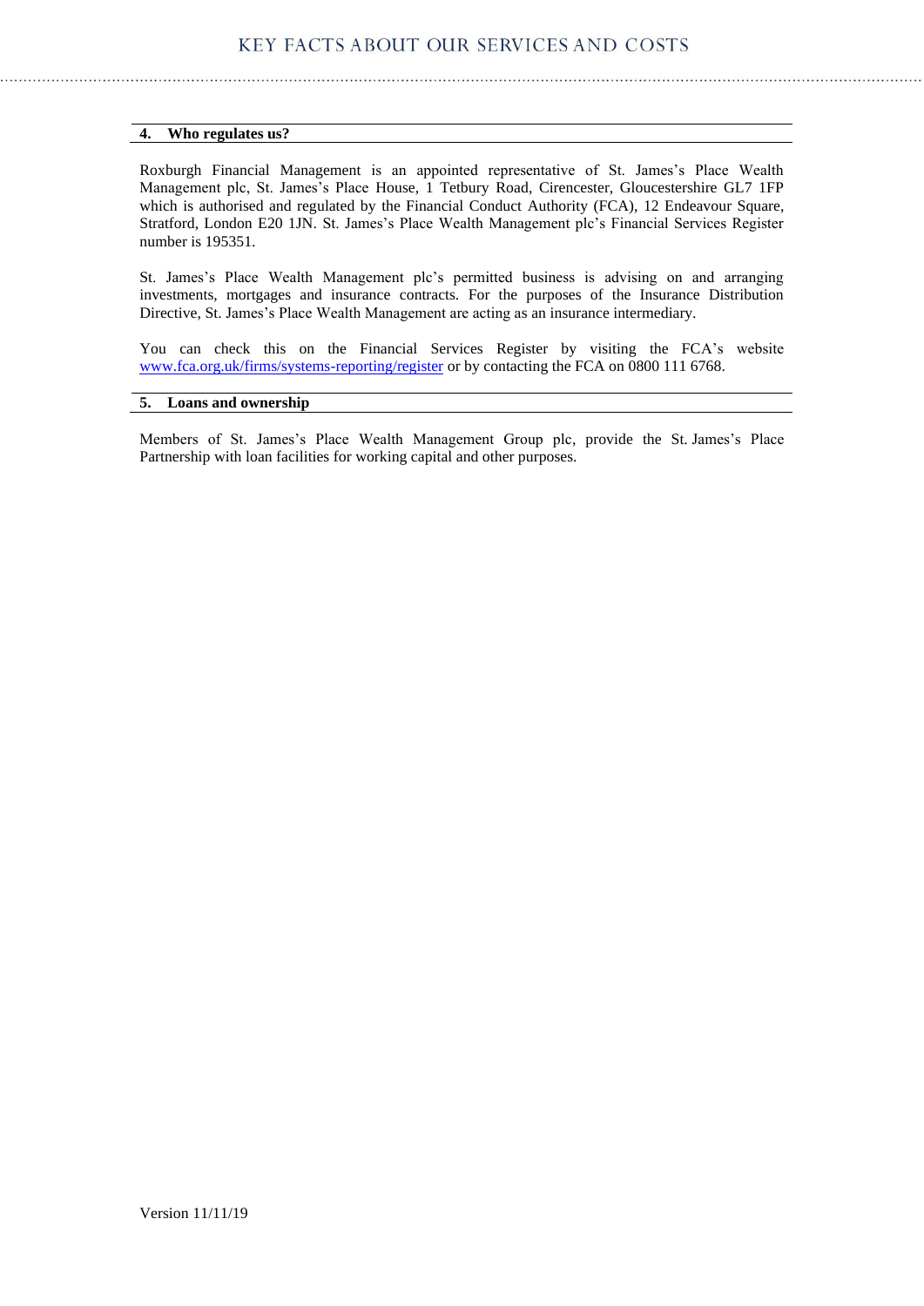## 4. Who regulates us?

Roxburgh Financial Management is an appointed representative of St. James's Place Wealth Management plc, St. James's Place House, 1 Tetbury Road, Cirencester, Gloucestershire GL7 1FP which is authorised and regulated by the Financial Conduct Authority (FCA), 12 Endeavour Square, Stratford, London E20 1JN. St. James's Place Wealth Management plc's Financial Services Register number is 195351.

St. James's Place Wealth Management plc's permitted business is advising on and arranging investments, mortgages and insurance contracts. For the purposes of the Insurance Distribution Directive, St. James's Place Wealth Management are acting as an insurance intermediary.

You can check this on the Financial Services Register by visiting the FCA's website [www.fca.org.uk/firms/systems-reporting/register](www.fca.org.uk/firms/systems-reporting/register) or by contacting the FCA on 0800 111 6768.

## 5. Loans and ownership

Members of St. James's Place Wealth Management Group plc, provide the St. James's Place Partnership with loan facilities for working capital and other purposes.

Version 11/11/19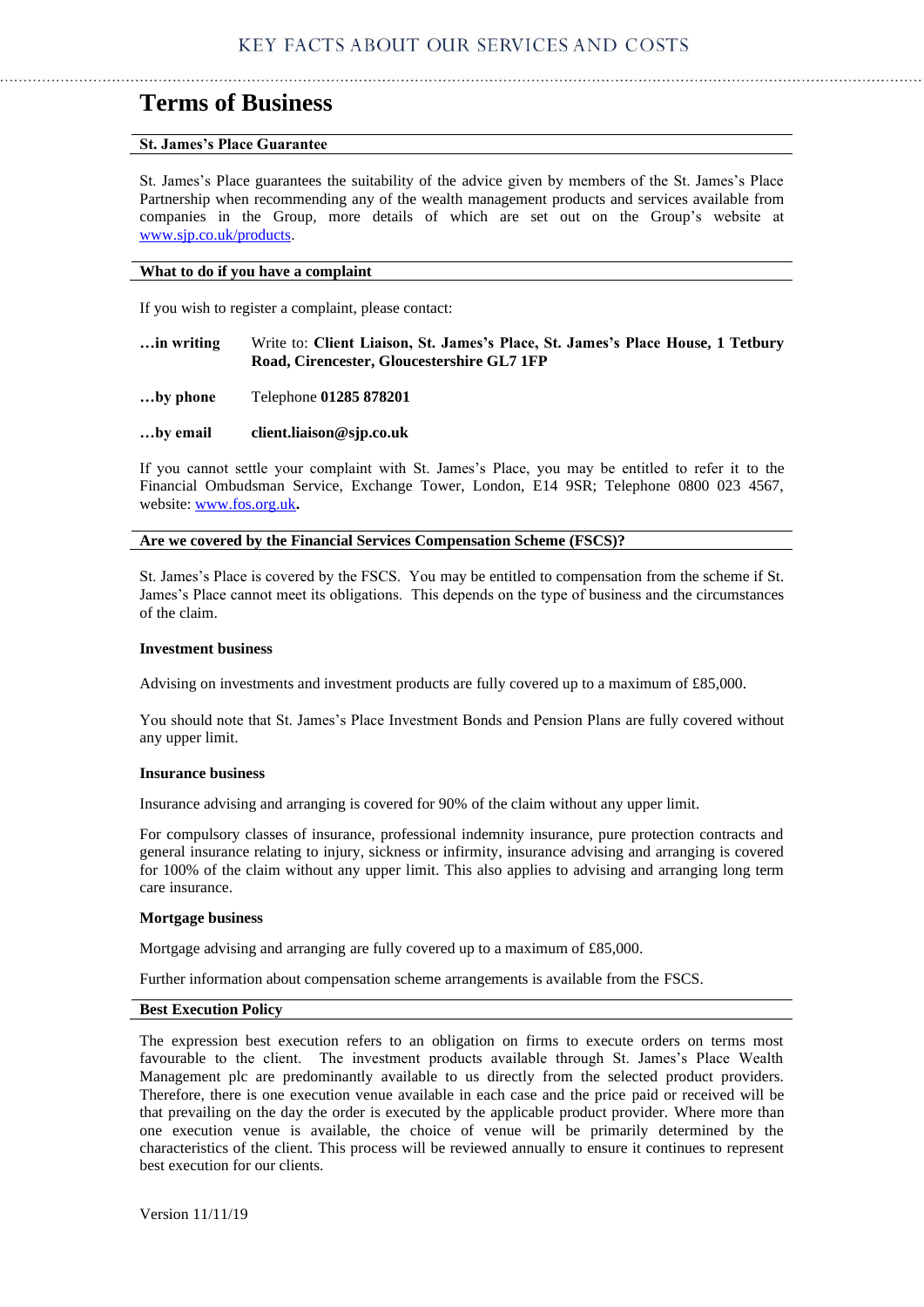# Terms of Business

## St. James's Place Guarantee

St. James's Place guarantees the suitability of the advice given by members of the St. James's Place Partnership when recommending any of the wealth management products and services available from companies in the Group, more details of which are set out on the Group's website at [www.sjp.co.uk/products](www.sjp.co.uk/products).

## What to do if you have a complaint

If you wish to register a complaint, please contact:

**…in writing** Write to: **Client Liaison, St. James's Place, St. James's Place House, 1 Tetbury Road, Cirencester, Gloucestershire GL7 1FP**

**…by phone** Telephone **01285 878201**

**…by email** **client.liaison@sjp.co.uk**

If you cannot settle your complaint with St. James's Place, you may be entitled to refer it to the Financial Ombudsman Service, Exchange Tower, London, E14 9SR; Telephone 0800 023 4567, website: [www.fos.org.uk](www.fos.org.uk)**.**

## Are we covered by the Financial Services Compensation Scheme (FSCS)?

St. James's Place is covered by the FSCS. You may be entitled to compensation from the scheme if St. James's Place cannot meet its obligations. This depends on the type of business and the circumstances of the claim.

### Investment business

Advising on investments and investment products are fully covered up to a maximum of £85,000.

You should note that St. James's Place Investment Bonds and Pension Plans are fully covered without any upper limit.

### Insurance business

Insurance advising and arranging is covered for 90% of the claim without any upper limit.

For compulsory classes of insurance, professional indemnity insurance, pure protection contracts and general insurance relating to injury, sickness or infirmity, insurance advising and arranging is covered for 100% of the claim without any upper limit. This also applies to advising and arranging long term care insurance.

### Mortgage business

Mortgage advising and arranging are fully covered up to a maximum of £85,000.

Further information about compensation scheme arrangements is available from the FSCS.

## Best Execution Policy

The expression best execution refers to an obligation on firms to execute orders on terms most favourable to the client. The investment products available through St. James's Place Wealth Management plc are predominantly available to us directly from the selected product providers. Therefore, there is one execution venue available in each case and the price paid or received will be that prevailing on the day the order is executed by the applicable product provider. Where more than one execution venue is available, the choice of venue will be primarily determined by the characteristics of the client. This process will be reviewed annually to ensure it continues to represent best execution for our clients.

Version 11/11/19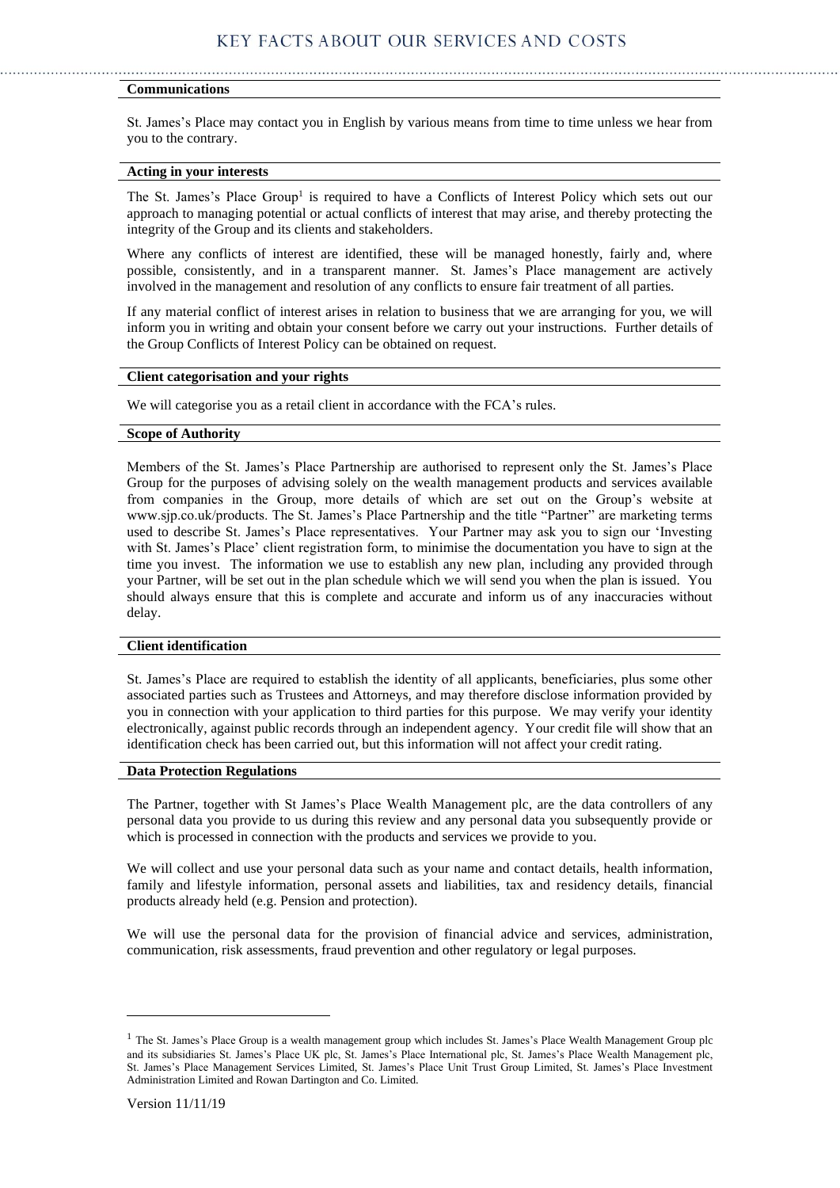### Communications

St. James's Place may contact you in English by various means from time to time unless we hear from you to the contrary.

### Acting in your interests

The St. James's Place Group[1] is required to have a Conflicts of Interest Policy which sets out our approach to managing potential or actual conflicts of interest that may arise, and thereby protecting the integrity of the Group and its clients and stakeholders.

Where any conflicts of interest are identified, these will be managed honestly, fairly and, where possible, consistently, and in a transparent manner. St. James's Place management are actively involved in the management and resolution of any conflicts to ensure fair treatment of all parties.

If any material conflict of interest arises in relation to business that we are arranging for you, we will inform you in writing and obtain your consent before we carry out your instructions. Further details of the Group Conflicts of Interest Policy can be obtained on request.

### Client categorisation and your rights

We will categorise you as a retail client in accordance with the FCA's rules.

### Scope of Authority

Members of the St. James's Place Partnership are authorised to represent only the St. James's Place Group for the purposes of advising solely on the wealth management products and services available from companies in the Group, more details of which are set out on the Group's website at www.sjp.co.uk/products. The St. James's Place Partnership and the title "Partner" are marketing terms used to describe St. James's Place representatives. Your Partner may ask you to sign our 'Investing with St. James's Place' client registration form, to minimise the documentation you have to sign at the time you invest. The information we use to establish any new plan, including any provided through your Partner, will be set out in the plan schedule which we will send you when the plan is issued. You should always ensure that this is complete and accurate and inform us of any inaccuracies without delay.

### Client identification

St. James's Place are required to establish the identity of all applicants, beneficiaries, plus some other associated parties such as Trustees and Attorneys, and may therefore disclose information provided by you in connection with your application to third parties for this purpose. We may verify your identity electronically, against public records through an independent agency. Your credit file will show that an identification check has been carried out, but this information will not affect your credit rating.

### Data Protection Regulations

The Partner, together with St James's Place Wealth Management plc, are the data controllers of any personal data you provide to us during this review and any personal data you subsequently provide or which is processed in connection with the products and services we provide to you.

We will collect and use your personal data such as your name and contact details, health information, family and lifestyle information, personal assets and liabilities, tax and residency details, financial products already held (e.g. Pension and protection).

We will use the personal data for the provision of financial advice and services, administration, communication, risk assessments, fraud prevention and other regulatory or legal purposes.

---

[1] The St. James's Place Group is a wealth management group which includes St. James's Place Wealth Management Group plc and its subsidiaries St. James's Place UK plc, St. James's Place International plc, St. James's Place Wealth Management plc, St. James's Place Management Services Limited, St. James's Place Unit Trust Group Limited, St. James's Place Investment Administration Limited and Rowan Dartington and Co. Limited.

Version 11/11/19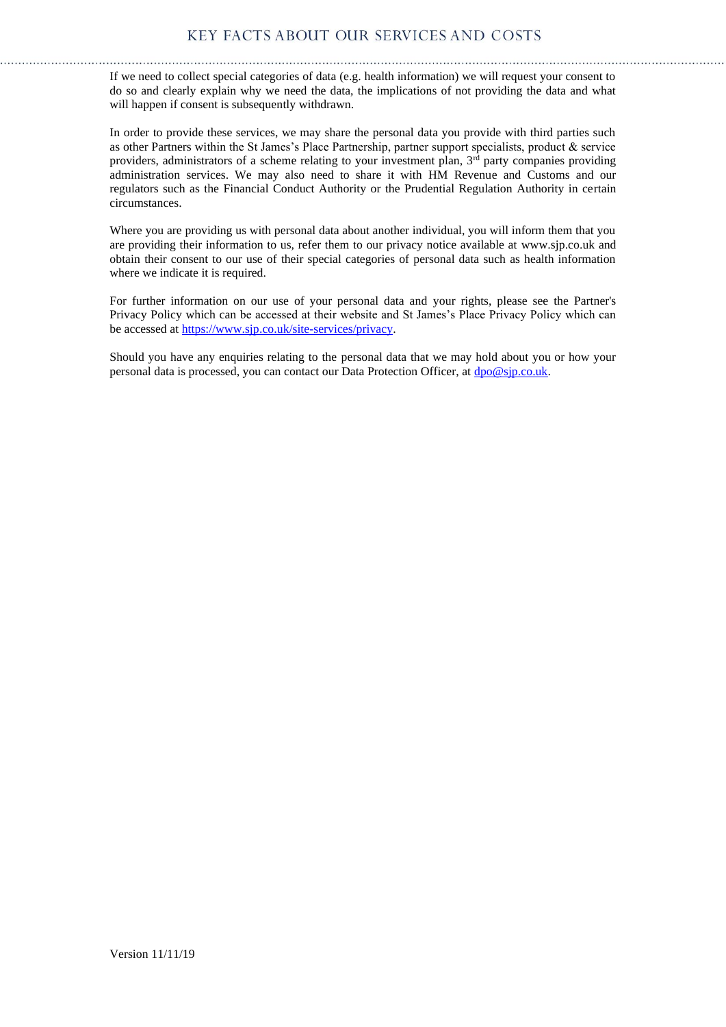If we need to collect special categories of data (e.g. health information) we will request your consent to do so and clearly explain why we need the data, the implications of not providing the data and what will happen if consent is subsequently withdrawn.

In order to provide these services, we may share the personal data you provide with third parties such as other Partners within the St James's Place Partnership, partner support specialists, product & service providers, administrators of a scheme relating to your investment plan, 3rd party companies providing administration services. We may also need to share it with HM Revenue and Customs and our regulators such as the Financial Conduct Authority or the Prudential Regulation Authority in certain circumstances.

Where you are providing us with personal data about another individual, you will inform them that you are providing their information to us, refer them to our privacy notice available at www.sjp.co.uk and obtain their consent to our use of their special categories of personal data such as health information where we indicate it is required.

For further information on our use of your personal data and your rights, please see the Partner's Privacy Policy which can be accessed at their website and St James's Place Privacy Policy which can be accessed at [https://www.sjp.co.uk/site-services/privacy](https://www.sjp.co.uk/site-services/privacy).

Should you have any enquiries relating to the personal data that we may hold about you or how your personal data is processed, you can contact our Data Protection Officer, at [dpo@sjp.co.uk](mailto:dpo@sjp.co.uk).

Version 11/11/19